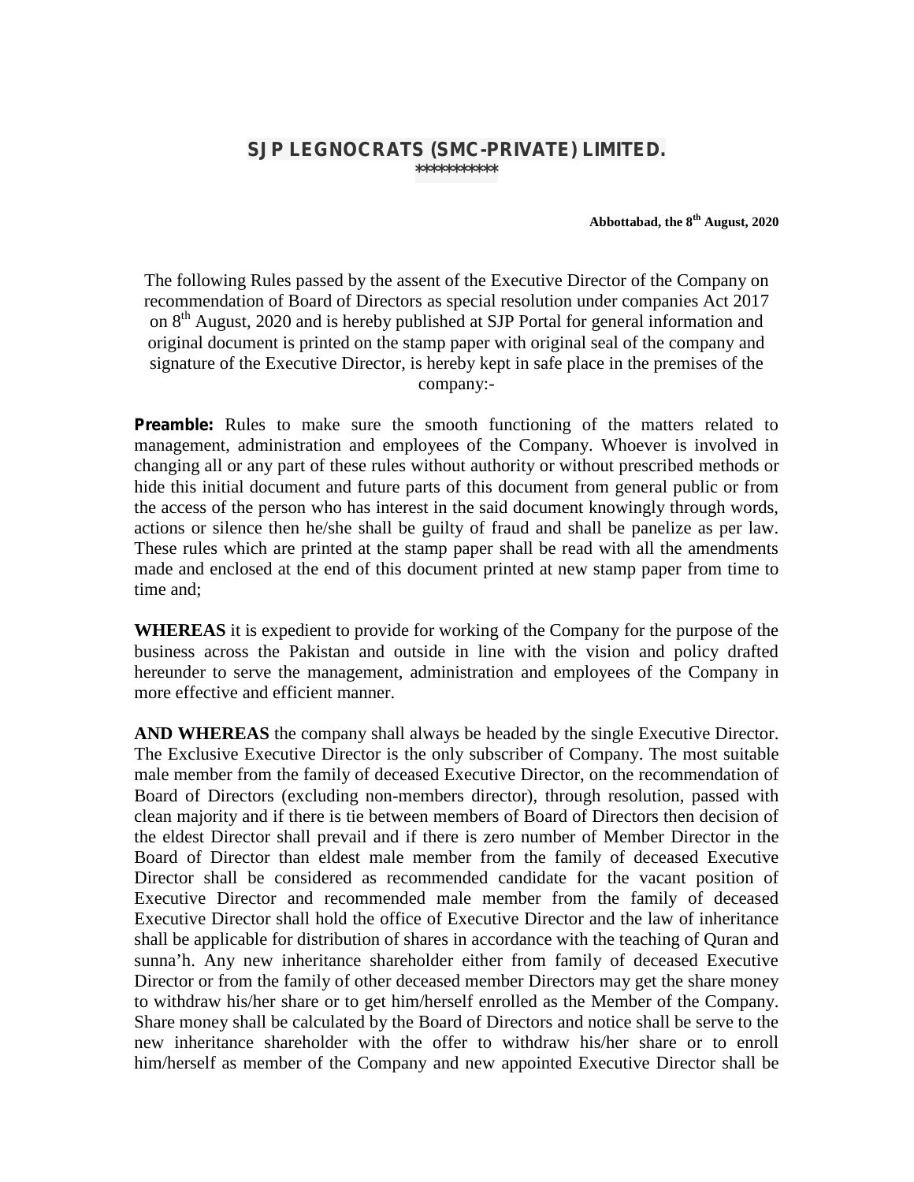# SJP LEGNOCRATS (SMC-PRIVATE) LIMITED.

***********

**Abbottabad, the 8th August, 2020**

The following Rules passed by the assent of the Executive Director of the Company on recommendation of Board of Directors as special resolution under companies Act 2017 on 8th August, 2020 and is hereby published at SJP Portal for general information and original document is printed on the stamp paper with original seal of the company and signature of the Executive Director, is hereby kept in safe place in the premises of the company:-

**Preamble:** Rules to make sure the smooth functioning of the matters related to management, administration and employees of the Company. Whoever is involved in changing all or any part of these rules without authority or without prescribed methods or hide this initial document and future parts of this document from general public or from the access of the person who has interest in the said document knowingly through words, actions or silence then he/she shall be guilty of fraud and shall be panelize as per law. These rules which are printed at the stamp paper shall be read with all the amendments made and enclosed at the end of this document printed at new stamp paper from time to time and;

**WHEREAS** it is expedient to provide for working of the Company for the purpose of the business across the Pakistan and outside in line with the vision and policy drafted hereunder to serve the management, administration and employees of the Company in more effective and efficient manner.

**AND WHEREAS** the company shall always be headed by the single Executive Director. The Exclusive Executive Director is the only subscriber of Company. The most suitable male member from the family of deceased Executive Director, on the recommendation of Board of Directors (excluding non-members director), through resolution, passed with clean majority and if there is tie between members of Board of Directors then decision of the eldest Director shall prevail and if there is zero number of Member Director in the Board of Director than eldest male member from the family of deceased Executive Director shall be considered as recommended candidate for the vacant position of Executive Director and recommended male member from the family of deceased Executive Director shall hold the office of Executive Director and the law of inheritance shall be applicable for distribution of shares in accordance with the teaching of Quran and sunna'h. Any new inheritance shareholder either from family of deceased Executive Director or from the family of other deceased member Directors may get the share money to withdraw his/her share or to get him/herself enrolled as the Member of the Company. Share money shall be calculated by the Board of Directors and notice shall be serve to the new inheritance shareholder with the offer to withdraw his/her share or to enroll him/herself as member of the Company and new appointed Executive Director shall be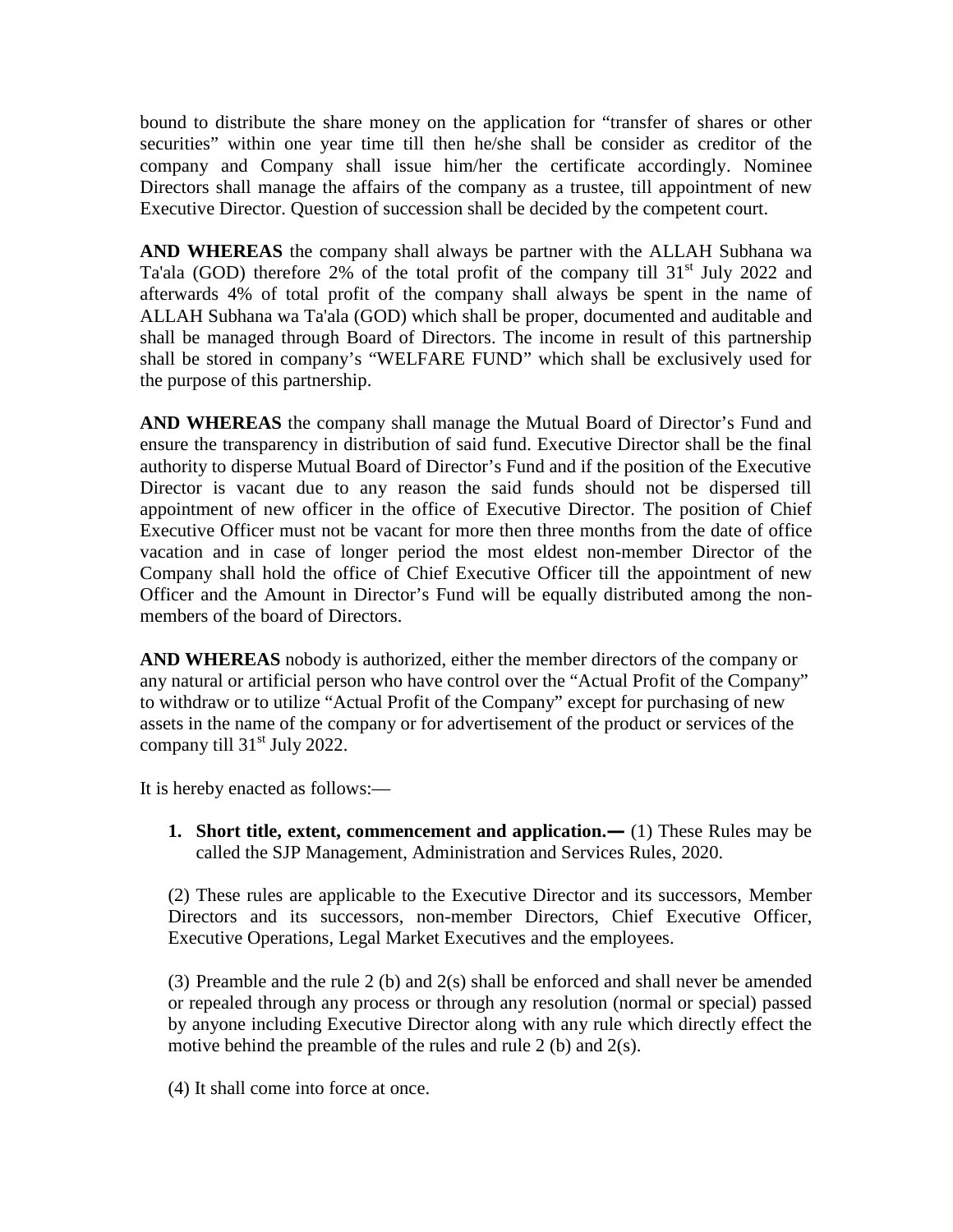bound to distribute the share money on the application for "transfer of shares or other securities" within one year time till then he/she shall be consider as creditor of the company and Company shall issue him/her the certificate accordingly. Nominee Directors shall manage the affairs of the company as a trustee, till appointment of new Executive Director. Question of succession shall be decided by the competent court.

**AND WHEREAS** the company shall always be partner with the ALLAH Subhana wa Ta'ala (GOD) therefore 2% of the total profit of the company till 31st July 2022 and afterwards 4% of total profit of the company shall always be spent in the name of ALLAH Subhana wa Ta'ala (GOD) which shall be proper, documented and auditable and shall be managed through Board of Directors. The income in result of this partnership shall be stored in company's "WELFARE FUND" which shall be exclusively used for the purpose of this partnership.

**AND WHEREAS** the company shall manage the Mutual Board of Director's Fund and ensure the transparency in distribution of said fund. Executive Director shall be the final authority to disperse Mutual Board of Director's Fund and if the position of the Executive Director is vacant due to any reason the said funds should not be dispersed till appointment of new officer in the office of Executive Director. The position of Chief Executive Officer must not be vacant for more then three months from the date of office vacation and in case of longer period the most eldest non-member Director of the Company shall hold the office of Chief Executive Officer till the appointment of new Officer and the Amount in Director's Fund will be equally distributed among the non-members of the board of Directors.

**AND WHEREAS** nobody is authorized, either the member directors of the company or any natural or artificial person who have control over the "Actual Profit of the Company" to withdraw or to utilize "Actual Profit of the Company" except for purchasing of new assets in the name of the company or for advertisement of the product or services of the company till 31st July 2022.

It is hereby enacted as follows:—

1. **Short title, extent, commencement and application.—** (1) These Rules may be called the SJP Management, Administration and Services Rules, 2020.

(2) These rules are applicable to the Executive Director and its successors, Member Directors and its successors, non-member Directors, Chief Executive Officer, Executive Operations, Legal Market Executives and the employees.

(3) Preamble and the rule 2 (b) and 2(s) shall be enforced and shall never be amended or repealed through any process or through any resolution (normal or special) passed by anyone including Executive Director along with any rule which directly effect the motive behind the preamble of the rules and rule 2 (b) and 2(s).

(4) It shall come into force at once.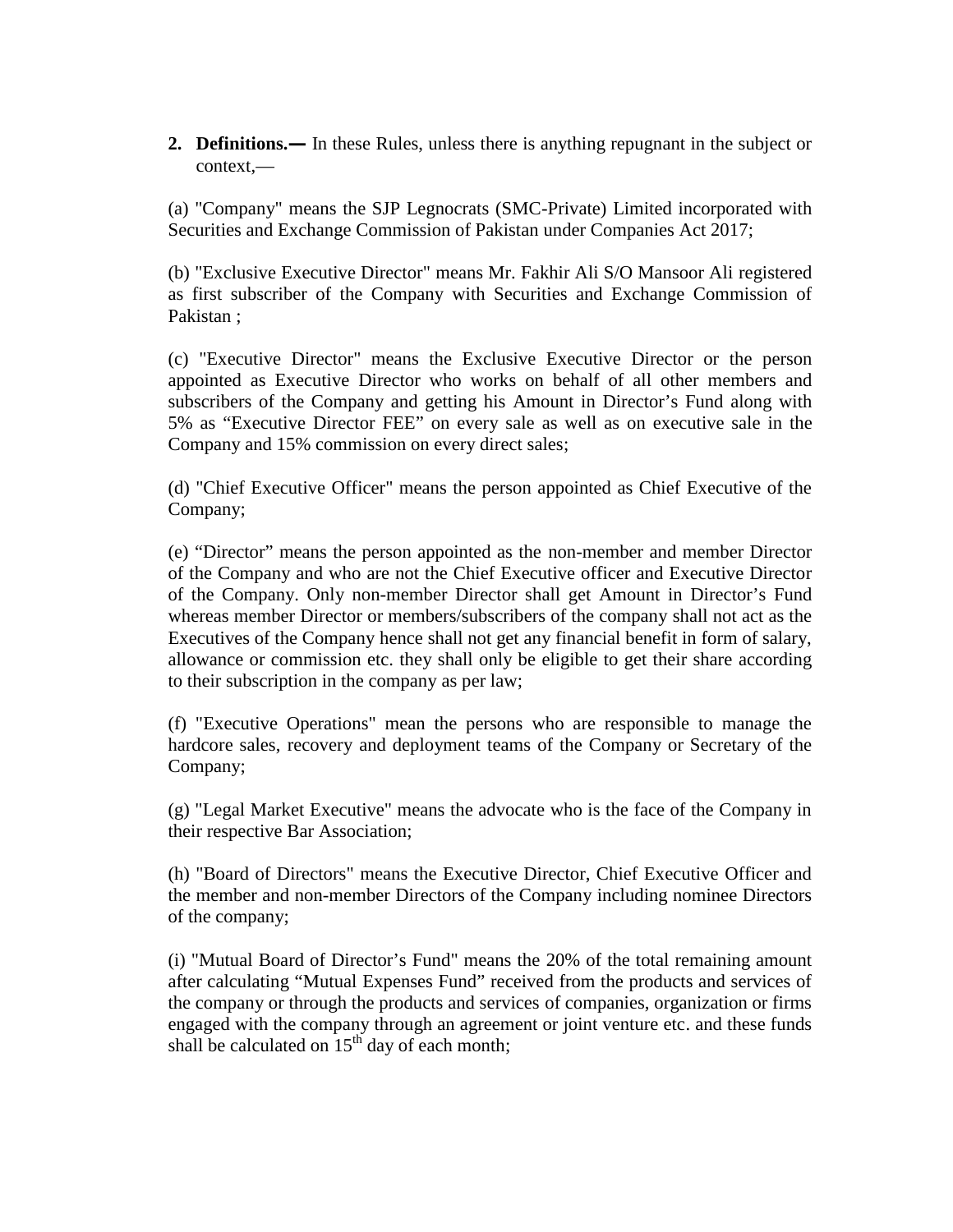**2. Definitions.—** In these Rules, unless there is anything repugnant in the subject or context,—

(a) "Company" means the SJP Legnocrats (SMC-Private) Limited incorporated with Securities and Exchange Commission of Pakistan under Companies Act 2017;

(b) "Exclusive Executive Director" means Mr. Fakhir Ali S/O Mansoor Ali registered as first subscriber of the Company with Securities and Exchange Commission of Pakistan ;

(c) "Executive Director" means the Exclusive Executive Director or the person appointed as Executive Director who works on behalf of all other members and subscribers of the Company and getting his Amount in Director's Fund along with 5% as "Executive Director FEE" on every sale as well as on executive sale in the Company and 15% commission on every direct sales;

(d) "Chief Executive Officer" means the person appointed as Chief Executive of the Company;

(e) "Director" means the person appointed as the non-member and member Director of the Company and who are not the Chief Executive officer and Executive Director of the Company. Only non-member Director shall get Amount in Director's Fund whereas member Director or members/subscribers of the company shall not act as the Executives of the Company hence shall not get any financial benefit in form of salary, allowance or commission etc. they shall only be eligible to get their share according to their subscription in the company as per law;

(f) "Executive Operations" mean the persons who are responsible to manage the hardcore sales, recovery and deployment teams of the Company or Secretary of the Company;

(g) "Legal Market Executive" means the advocate who is the face of the Company in their respective Bar Association;

(h) "Board of Directors" means the Executive Director, Chief Executive Officer and the member and non-member Directors of the Company including nominee Directors of the company;

(i) "Mutual Board of Director's Fund" means the 20% of the total remaining amount after calculating "Mutual Expenses Fund" received from the products and services of the company or through the products and services of companies, organization or firms engaged with the company through an agreement or joint venture etc. and these funds shall be calculated on 15th day of each month;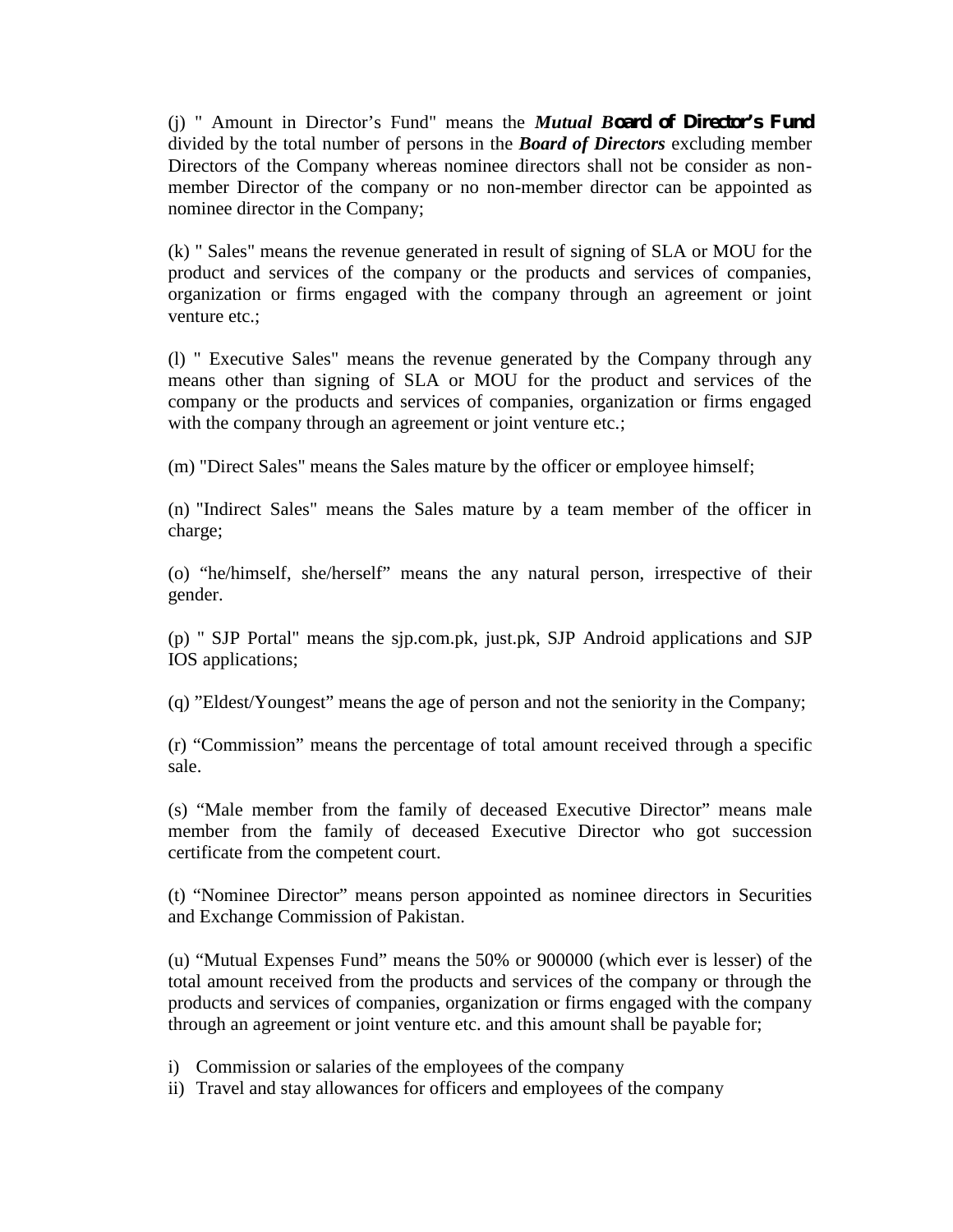(j) " Amount in Director's Fund" means the ***Mutual Board of Director's Fund*** divided by the total number of persons in the ***Board of Directors*** excluding member Directors of the Company whereas nominee directors shall not be consider as non-member Director of the company or no non-member director can be appointed as nominee director in the Company;

(k) " Sales" means the revenue generated in result of signing of SLA or MOU for the product and services of the company or the products and services of companies, organization or firms engaged with the company through an agreement or joint venture etc.;

(l) " Executive Sales" means the revenue generated by the Company through any means other than signing of SLA or MOU for the product and services of the company or the products and services of companies, organization or firms engaged with the company through an agreement or joint venture etc.;

(m) "Direct Sales" means the Sales mature by the officer or employee himself;

(n) "Indirect Sales" means the Sales mature by a team member of the officer in charge;

(o) "he/himself, she/herself" means the any natural person, irrespective of their gender.

(p) " SJP Portal" means the sjp.com.pk, just.pk, SJP Android applications and SJP IOS applications;

(q) "Eldest/Youngest" means the age of person and not the seniority in the Company;

(r) "Commission" means the percentage of total amount received through a specific sale.

(s) "Male member from the family of deceased Executive Director" means male member from the family of deceased Executive Director who got succession certificate from the competent court.

(t) "Nominee Director" means person appointed as nominee directors in Securities and Exchange Commission of Pakistan.

(u) "Mutual Expenses Fund" means the 50% or 900000 (which ever is lesser) of the total amount received from the products and services of the company or through the products and services of companies, organization or firms engaged with the company through an agreement or joint venture etc. and this amount shall be payable for;

i) Commission or salaries of the employees of the company
ii) Travel and stay allowances for officers and employees of the company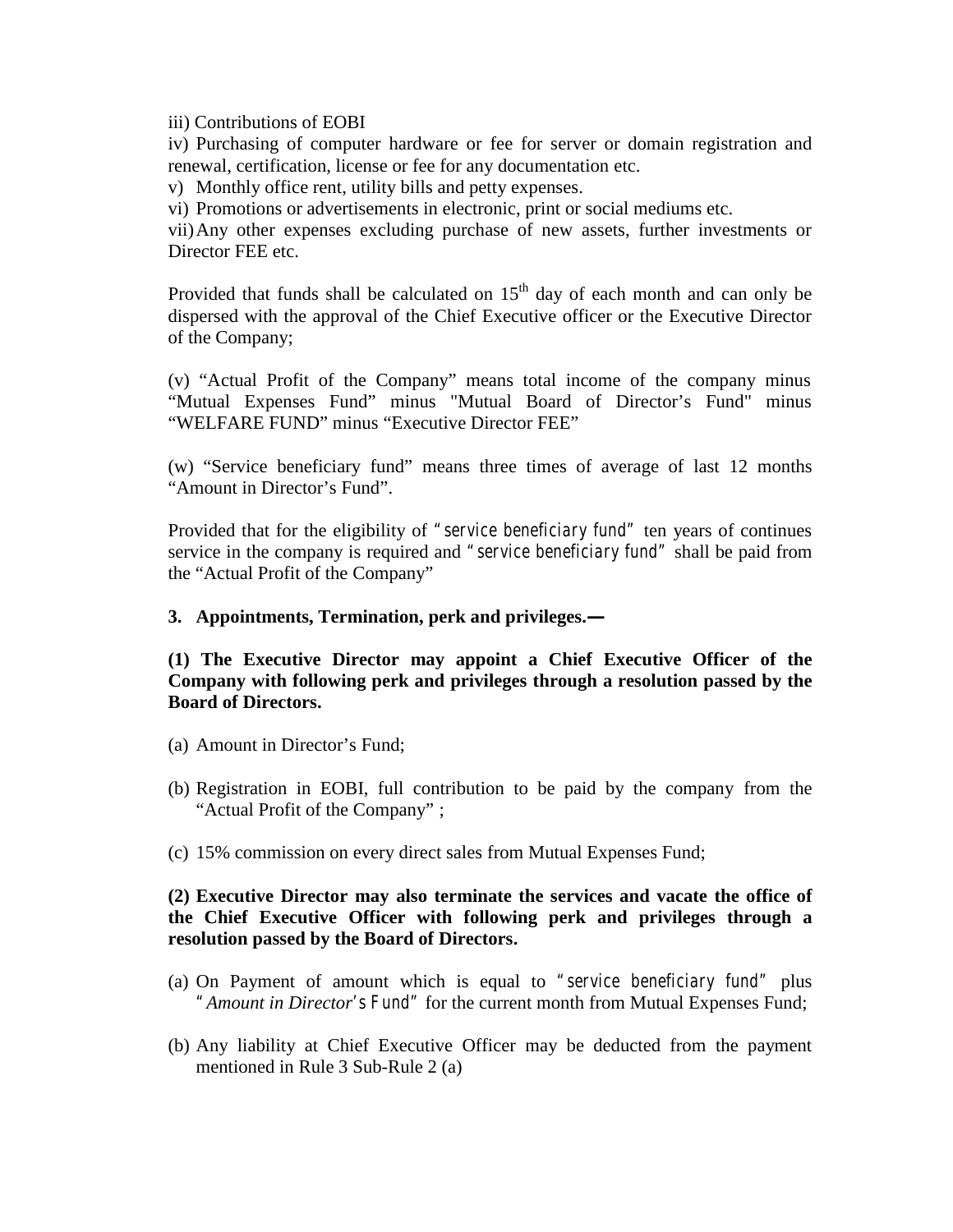iii) Contributions of EOBI

iv) Purchasing of computer hardware or fee for server or domain registration and renewal, certification, license or fee for any documentation etc.

v) Monthly office rent, utility bills and petty expenses.

vi) Promotions or advertisements in electronic, print or social mediums etc.

vii) Any other expenses excluding purchase of new assets, further investments or Director FEE etc.

Provided that funds shall be calculated on 15th day of each month and can only be dispersed with the approval of the Chief Executive officer or the Executive Director of the Company;

(v) "Actual Profit of the Company" means total income of the company minus "Mutual Expenses Fund" minus "Mutual Board of Director's Fund" minus "WELFARE FUND" minus "Executive Director FEE"

(w) "Service beneficiary fund" means three times of average of last 12 months "Amount in Director's Fund".

Provided that for the eligibility of "service beneficiary fund" ten years of continues service in the company is required and "service beneficiary fund" shall be paid from the "Actual Profit of the Company"

**3. Appointments, Termination, perk and privileges.—**

**(1) The Executive Director may appoint a Chief Executive Officer of the Company with following perk and privileges through a resolution passed by the Board of Directors.**

(a) Amount in Director's Fund;

(b) Registration in EOBI, full contribution to be paid by the company from the "Actual Profit of the Company" ;

(c) 15% commission on every direct sales from Mutual Expenses Fund;

**(2) Executive Director may also terminate the services and vacate the office of the Chief Executive Officer with following perk and privileges through a resolution passed by the Board of Directors.**

(a) On Payment of amount which is equal to "service beneficiary fund" plus "*Amount in Director*'s Fund" for the current month from Mutual Expenses Fund;

(b) Any liability at Chief Executive Officer may be deducted from the payment mentioned in Rule 3 Sub-Rule 2 (a)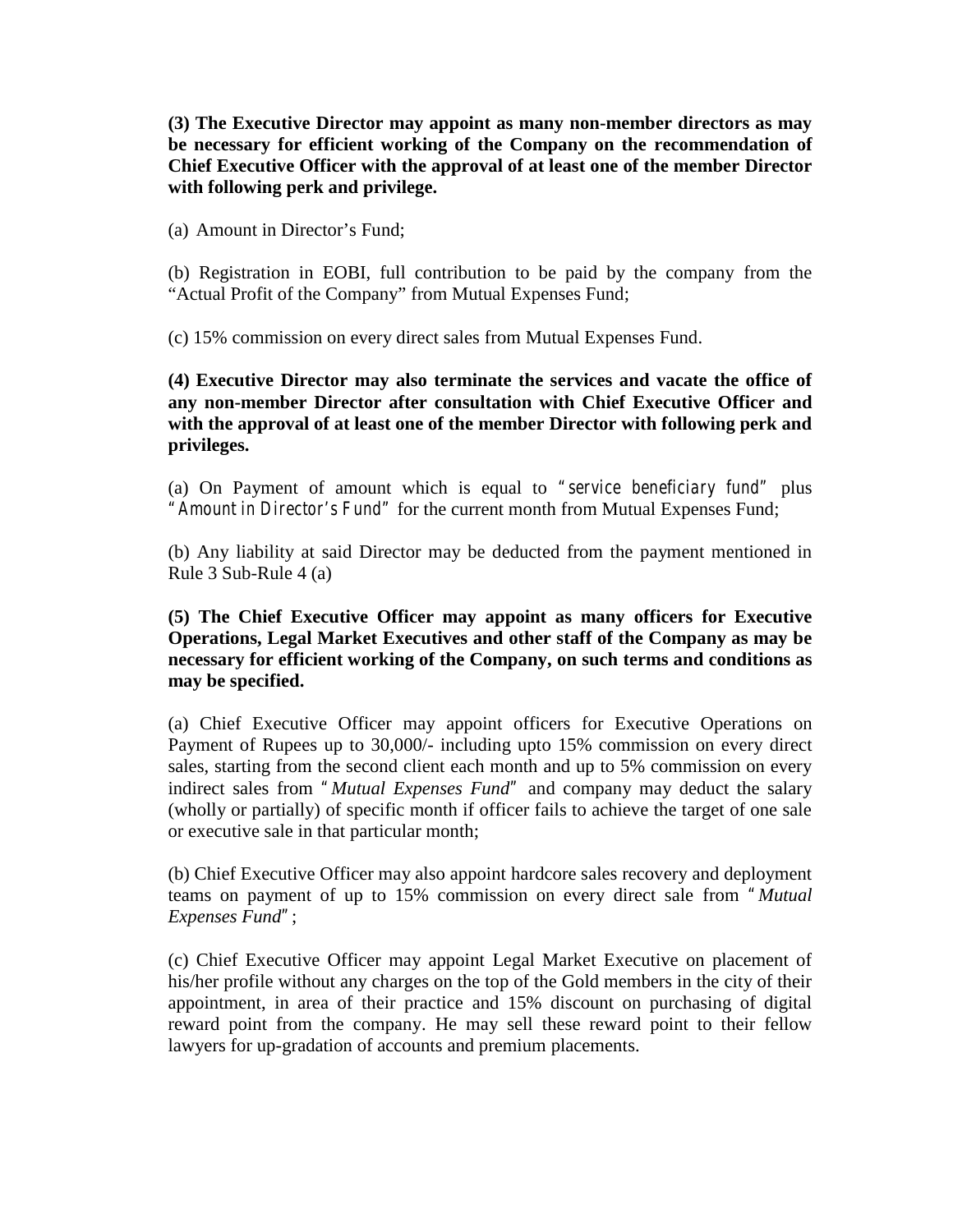**(3) The Executive Director may appoint as many non-member directors as may be necessary for efficient working of the Company on the recommendation of Chief Executive Officer with the approval of at least one of the member Director with following perk and privilege.**

(a) Amount in Director's Fund;

(b) Registration in EOBI, full contribution to be paid by the company from the "Actual Profit of the Company" from Mutual Expenses Fund;

(c) 15% commission on every direct sales from Mutual Expenses Fund.

**(4) Executive Director may also terminate the services and vacate the office of any non-member Director after consultation with Chief Executive Officer and with the approval of at least one of the member Director with following perk and privileges.**

(a) On Payment of amount which is equal to "*service beneficiary fund*" plus "*Amount in Director's Fund*" for the current month from Mutual Expenses Fund;

(b) Any liability at said Director may be deducted from the payment mentioned in Rule 3 Sub-Rule 4 (a)

**(5) The Chief Executive Officer may appoint as many officers for Executive Operations, Legal Market Executives and other staff of the Company as may be necessary for efficient working of the Company, on such terms and conditions as may be specified.**

(a) Chief Executive Officer may appoint officers for Executive Operations on Payment of Rupees up to 30,000/- including upto 15% commission on every direct sales, starting from the second client each month and up to 5% commission on every indirect sales from "*Mutual Expenses Fund*" and company may deduct the salary (wholly or partially) of specific month if officer fails to achieve the target of one sale or executive sale in that particular month;

(b) Chief Executive Officer may also appoint hardcore sales recovery and deployment teams on payment of up to 15% commission on every direct sale from "*Mutual Expenses Fund*";

(c) Chief Executive Officer may appoint Legal Market Executive on placement of his/her profile without any charges on the top of the Gold members in the city of their appointment, in area of their practice and 15% discount on purchasing of digital reward point from the company. He may sell these reward point to their fellow lawyers for up-gradation of accounts and premium placements.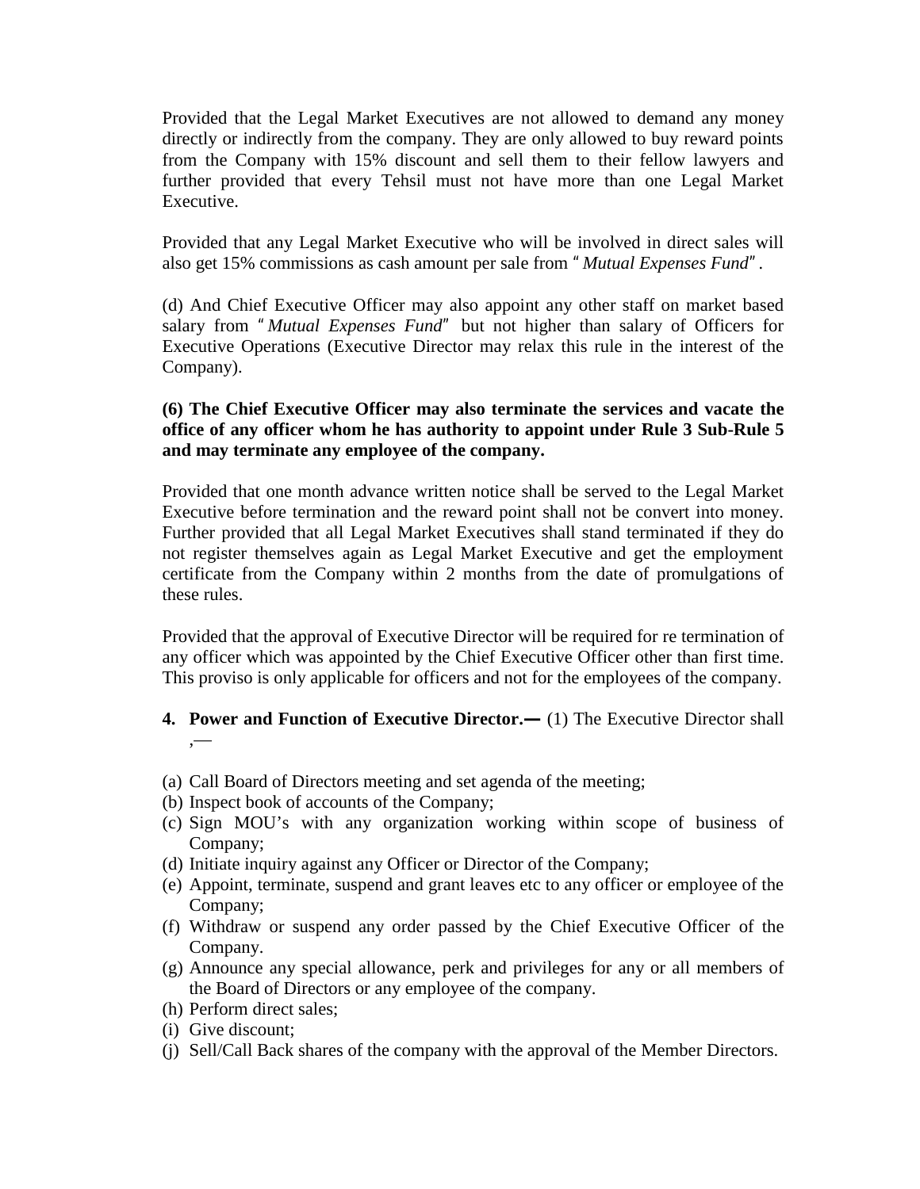Provided that the Legal Market Executives are not allowed to demand any money directly or indirectly from the company. They are only allowed to buy reward points from the Company with 15% discount and sell them to their fellow lawyers and further provided that every Tehsil must not have more than one Legal Market Executive.

Provided that any Legal Market Executive who will be involved in direct sales will also get 15% commissions as cash amount per sale from "*Mutual Expenses Fund*".

(d) And Chief Executive Officer may also appoint any other staff on market based salary from "*Mutual Expenses Fund*" but not higher than salary of Officers for Executive Operations (Executive Director may relax this rule in the interest of the Company).

**(6) The Chief Executive Officer may also terminate the services and vacate the office of any officer whom he has authority to appoint under Rule 3 Sub-Rule 5 and may terminate any employee of the company.**

Provided that one month advance written notice shall be served to the Legal Market Executive before termination and the reward point shall not be convert into money. Further provided that all Legal Market Executives shall stand terminated if they do not register themselves again as Legal Market Executive and get the employment certificate from the Company within 2 months from the date of promulgations of these rules.

Provided that the approval of Executive Director will be required for re termination of any officer which was appointed by the Chief Executive Officer other than first time. This proviso is only applicable for officers and not for the employees of the company.

4. **Power and Function of Executive Director.—** (1) The Executive Director shall ,—

(a) Call Board of Directors meeting and set agenda of the meeting;
(b) Inspect book of accounts of the Company;
(c) Sign MOU's with any organization working within scope of business of Company;
(d) Initiate inquiry against any Officer or Director of the Company;
(e) Appoint, terminate, suspend and grant leaves etc to any officer or employee of the Company;
(f) Withdraw or suspend any order passed by the Chief Executive Officer of the Company.
(g) Announce any special allowance, perk and privileges for any or all members of the Board of Directors or any employee of the company.
(h) Perform direct sales;
(i) Give discount;
(j) Sell/Call Back shares of the company with the approval of the Member Directors.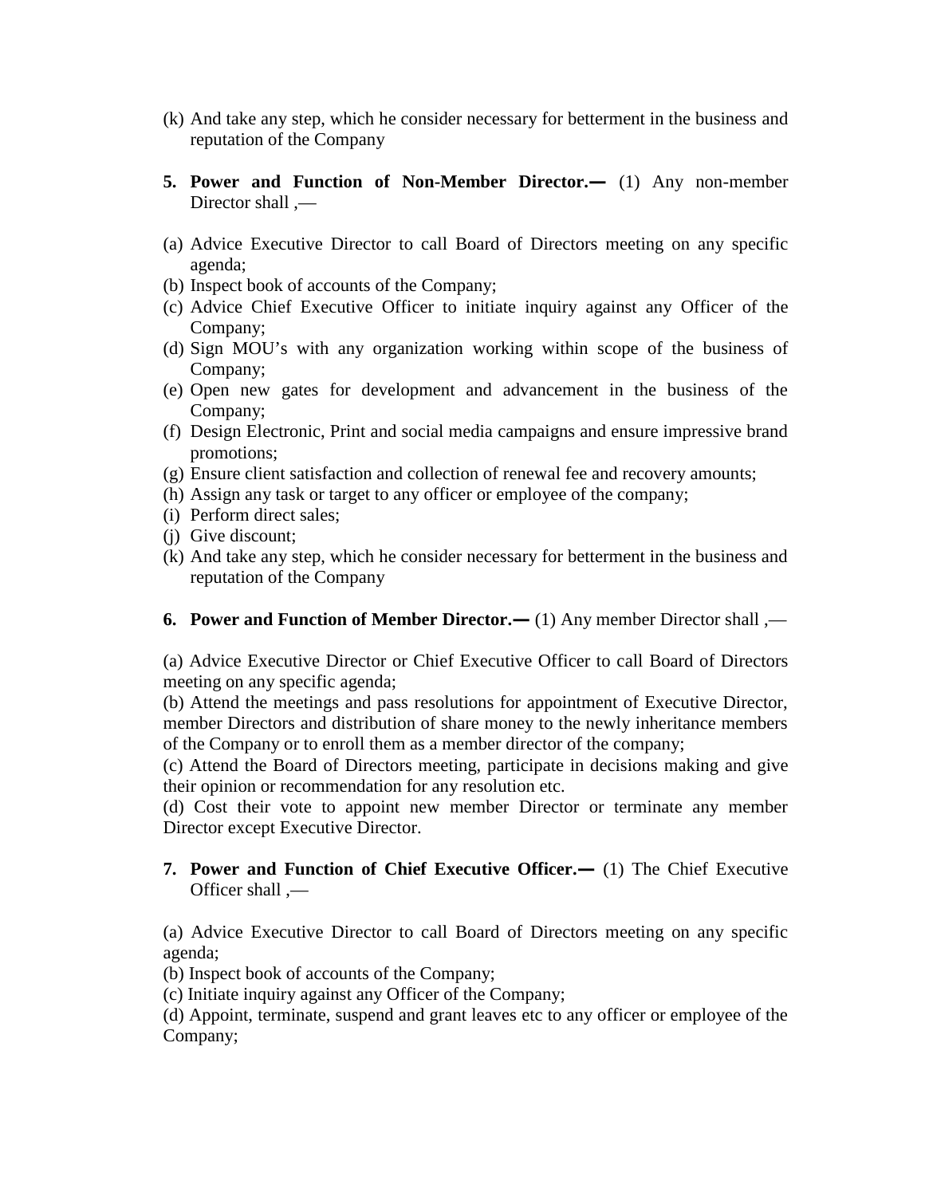(k) And take any step, which he consider necessary for betterment in the business and reputation of the Company

**5. Power and Function of Non-Member Director.—** (1) Any non-member Director shall ,—

(a) Advice Executive Director to call Board of Directors meeting on any specific agenda;
(b) Inspect book of accounts of the Company;
(c) Advice Chief Executive Officer to initiate inquiry against any Officer of the Company;
(d) Sign MOU's with any organization working within scope of the business of Company;
(e) Open new gates for development and advancement in the business of the Company;
(f) Design Electronic, Print and social media campaigns and ensure impressive brand promotions;
(g) Ensure client satisfaction and collection of renewal fee and recovery amounts;
(h) Assign any task or target to any officer or employee of the company;
(i) Perform direct sales;
(j) Give discount;
(k) And take any step, which he consider necessary for betterment in the business and reputation of the Company

**6. Power and Function of Member Director.—** (1) Any member Director shall ,—

(a) Advice Executive Director or Chief Executive Officer to call Board of Directors meeting on any specific agenda;
(b) Attend the meetings and pass resolutions for appointment of Executive Director, member Directors and distribution of share money to the newly inheritance members of the Company or to enroll them as a member director of the company;
(c) Attend the Board of Directors meeting, participate in decisions making and give their opinion or recommendation for any resolution etc.
(d) Cost their vote to appoint new member Director or terminate any member Director except Executive Director.

**7. Power and Function of Chief Executive Officer.—** (1) The Chief Executive Officer shall ,—

(a) Advice Executive Director to call Board of Directors meeting on any specific agenda;
(b) Inspect book of accounts of the Company;
(c) Initiate inquiry against any Officer of the Company;
(d) Appoint, terminate, suspend and grant leaves etc to any officer or employee of the Company;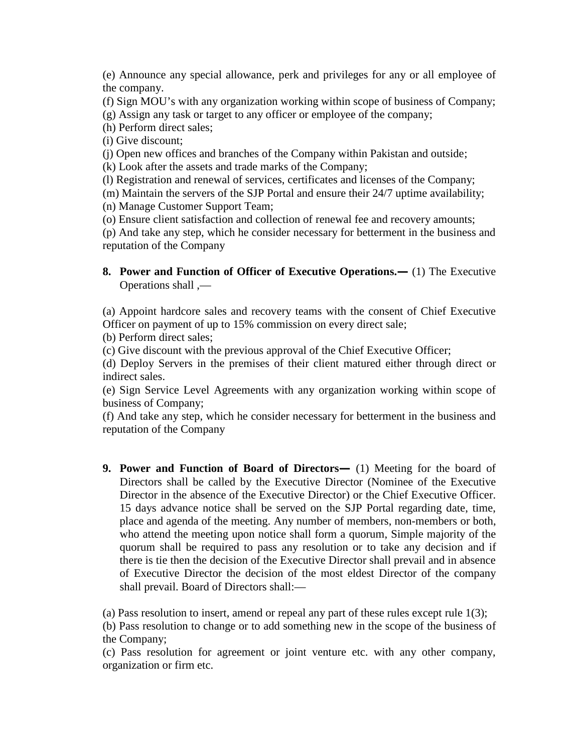(e) Announce any special allowance, perk and privileges for any or all employee of the company.

(f) Sign MOU's with any organization working within scope of business of Company;

(g) Assign any task or target to any officer or employee of the company;

(h) Perform direct sales;

(i) Give discount;

(j) Open new offices and branches of the Company within Pakistan and outside;

(k) Look after the assets and trade marks of the Company;

(l) Registration and renewal of services, certificates and licenses of the Company;

(m) Maintain the servers of the SJP Portal and ensure their 24/7 uptime availability;

(n) Manage Customer Support Team;

(o) Ensure client satisfaction and collection of renewal fee and recovery amounts;

(p) And take any step, which he consider necessary for betterment in the business and reputation of the Company

**8. Power and Function of Officer of Executive Operations.—** (1) The Executive Operations shall ,—

(a) Appoint hardcore sales and recovery teams with the consent of Chief Executive Officer on payment of up to 15% commission on every direct sale;

(b) Perform direct sales;

(c) Give discount with the previous approval of the Chief Executive Officer;

(d) Deploy Servers in the premises of their client matured either through direct or indirect sales.

(e) Sign Service Level Agreements with any organization working within scope of business of Company;

(f) And take any step, which he consider necessary for betterment in the business and reputation of the Company

**9. Power and Function of Board of Directors—** (1) Meeting for the board of Directors shall be called by the Executive Director (Nominee of the Executive Director in the absence of the Executive Director) or the Chief Executive Officer. 15 days advance notice shall be served on the SJP Portal regarding date, time, place and agenda of the meeting. Any number of members, non-members or both, who attend the meeting upon notice shall form a quorum, Simple majority of the quorum shall be required to pass any resolution or to take any decision and if there is tie then the decision of the Executive Director shall prevail and in absence of Executive Director the decision of the most eldest Director of the company shall prevail. Board of Directors shall:—

(a) Pass resolution to insert, amend or repeal any part of these rules except rule 1(3);

(b) Pass resolution to change or to add something new in the scope of the business of the Company;

(c) Pass resolution for agreement or joint venture etc. with any other company, organization or firm etc.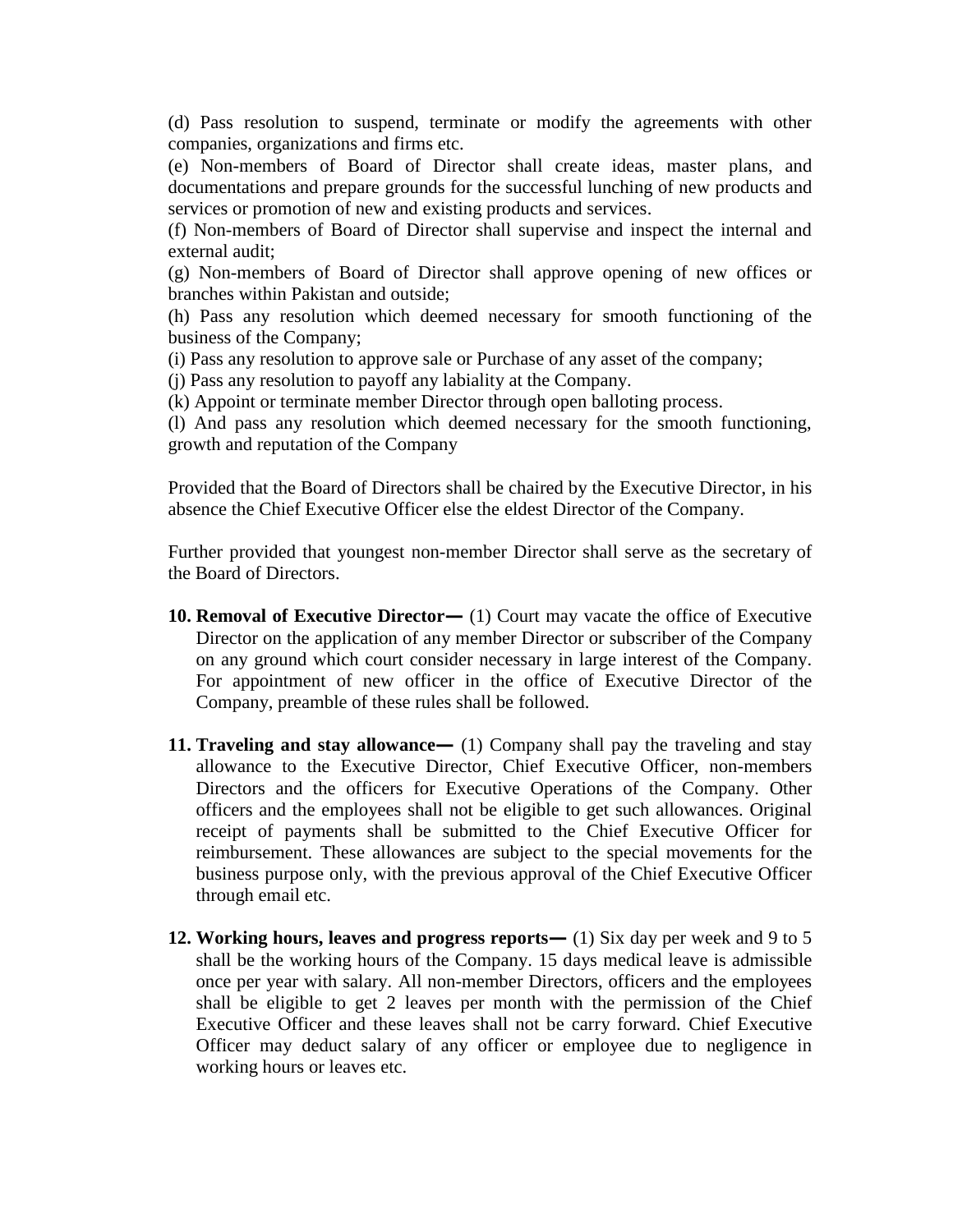(d) Pass resolution to suspend, terminate or modify the agreements with other companies, organizations and firms etc.

(e) Non-members of Board of Director shall create ideas, master plans, and documentations and prepare grounds for the successful lunching of new products and services or promotion of new and existing products and services.

(f) Non-members of Board of Director shall supervise and inspect the internal and external audit;

(g) Non-members of Board of Director shall approve opening of new offices or branches within Pakistan and outside;

(h) Pass any resolution which deemed necessary for smooth functioning of the business of the Company;

(i) Pass any resolution to approve sale or Purchase of any asset of the company;

(j) Pass any resolution to payoff any labiality at the Company.

(k) Appoint or terminate member Director through open balloting process.

(l) And pass any resolution which deemed necessary for the smooth functioning, growth and reputation of the Company

Provided that the Board of Directors shall be chaired by the Executive Director, in his absence the Chief Executive Officer else the eldest Director of the Company.

Further provided that youngest non-member Director shall serve as the secretary of the Board of Directors.

**10. Removal of Executive Director—** (1) Court may vacate the office of Executive Director on the application of any member Director or subscriber of the Company on any ground which court consider necessary in large interest of the Company. For appointment of new officer in the office of Executive Director of the Company, preamble of these rules shall be followed.

**11. Traveling and stay allowance—** (1) Company shall pay the traveling and stay allowance to the Executive Director, Chief Executive Officer, non-members Directors and the officers for Executive Operations of the Company. Other officers and the employees shall not be eligible to get such allowances. Original receipt of payments shall be submitted to the Chief Executive Officer for reimbursement. These allowances are subject to the special movements for the business purpose only, with the previous approval of the Chief Executive Officer through email etc.

**12. Working hours, leaves and progress reports—** (1) Six day per week and 9 to 5 shall be the working hours of the Company. 15 days medical leave is admissible once per year with salary. All non-member Directors, officers and the employees shall be eligible to get 2 leaves per month with the permission of the Chief Executive Officer and these leaves shall not be carry forward. Chief Executive Officer may deduct salary of any officer or employee due to negligence in working hours or leaves etc.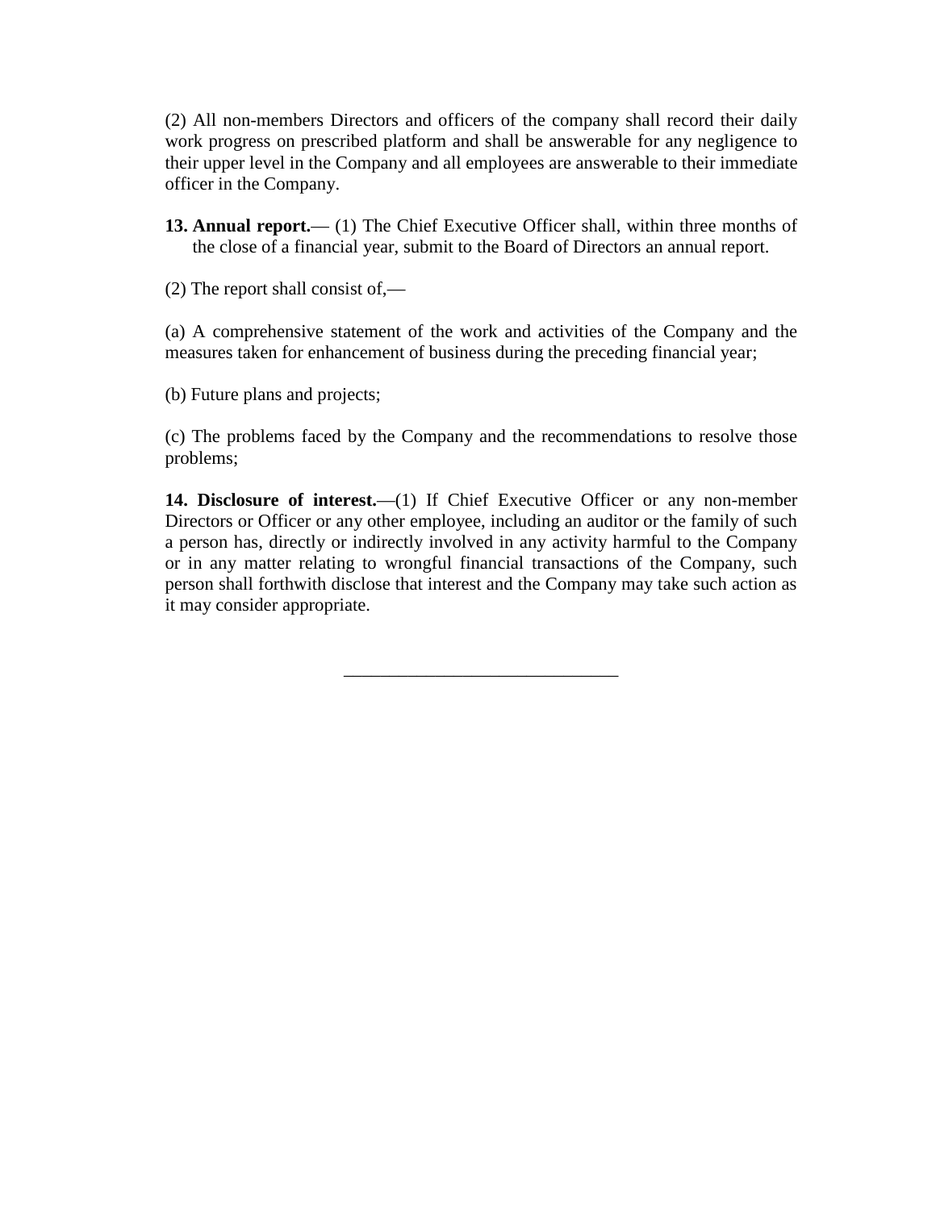(2) All non-members Directors and officers of the company shall record their daily work progress on prescribed platform and shall be answerable for any negligence to their upper level in the Company and all employees are answerable to their immediate officer in the Company.

**13. Annual report.**— (1) The Chief Executive Officer shall, within three months of the close of a financial year, submit to the Board of Directors an annual report.

(2) The report shall consist of,—

(a) A comprehensive statement of the work and activities of the Company and the measures taken for enhancement of business during the preceding financial year;

(b) Future plans and projects;

(c) The problems faced by the Company and the recommendations to resolve those problems;

**14. Disclosure of interest.**—(1) If Chief Executive Officer or any non-member Directors or Officer or any other employee, including an auditor or the family of such a person has, directly or indirectly involved in any activity harmful to the Company or in any matter relating to wrongful financial transactions of the Company, such person shall forthwith disclose that interest and the Company may take such action as it may consider appropriate.

______________________________